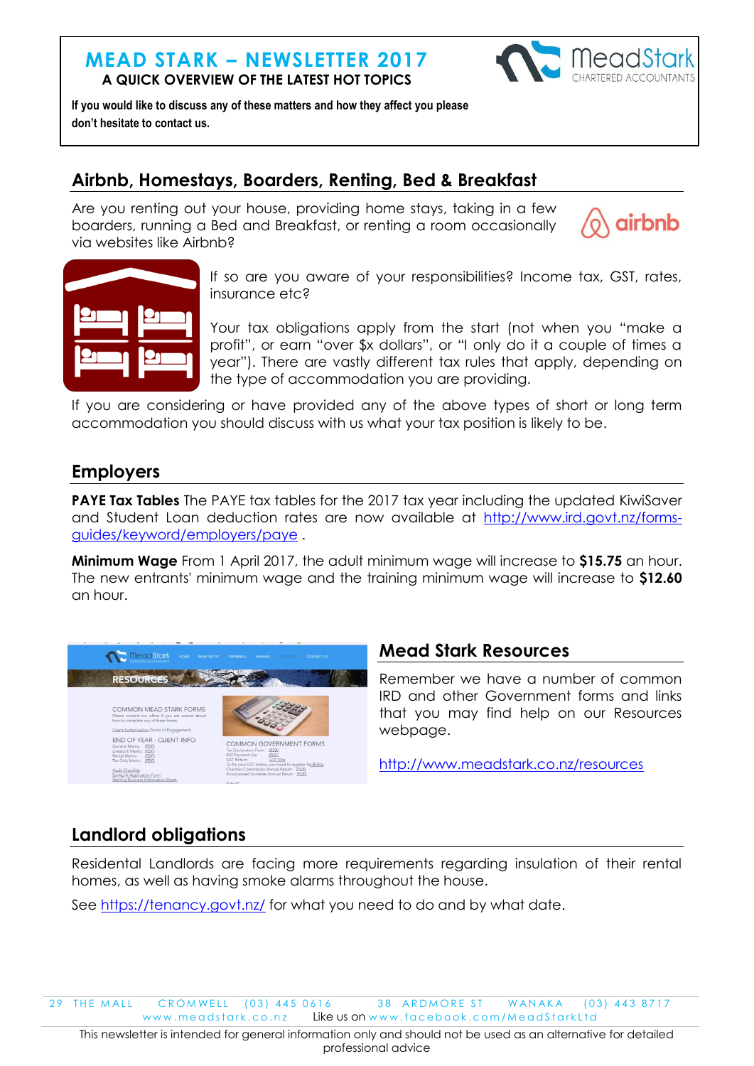# MEAD STARK – NEWSLETTER 2017

**A QUICK OVERVIEW OF THE LATEST HOT TOPICS**

**If you would like to discuss any of these matters and how they affect you please don't hesitate to contact us.**

## Airbnb, Homestays, Boarders, Renting, Bed & Breakfast

Are you renting out your house, providing home stays, taking in a few boarders, running a Bed and Breakfast, or renting a room occasionally via websites like Airbnb?

If so are you aware of your responsibilities? Income tax, GST, rates, insurance etc?

Your tax obligations apply from the start (not when you "make a profit", or earn "over $x dollars", or "I only do it a couple of times a year"). There are vastly different tax rules that apply, depending on the type of accommodation you are providing.

If you are considering or have provided any of the above types of short or long term accommodation you should discuss with us what your tax position is likely to be.

## Employers

**PAYE Tax Tables** The PAYE tax tables for the 2017 tax year including the updated KiwiSaver and Student Loan deduction rates are now available at http://www.ird.govt.nz/forms-guides/keyword/employers/paye .

**Minimum Wage** From 1 April 2017, the adult minimum wage will increase to **$15.75** an hour. The new entrants' minimum wage and the training minimum wage will increase to **$12.60** an hour.

## Mead Stark Resources

Remember we have a number of common IRD and other Government forms and links that you may find help on our Resources webpage.

http://www.meadstark.co.nz/resources

## Landlord obligations

Residental Landlords are facing more requirements regarding insulation of their rental homes, as well as having smoke alarms throughout the house.

See https://tenancy.govt.nz/ for what you need to do and by what date.

29 THE MALL CROMWELL (03) 445 0616 38 ARDMORE ST WANAKA (03) 443 8717
www.meadstark.co.nz Like us on www.facebook.com/MeadStarkLtd

This newsletter is intended for general information only and should not be used as an alternative for detailed professional advice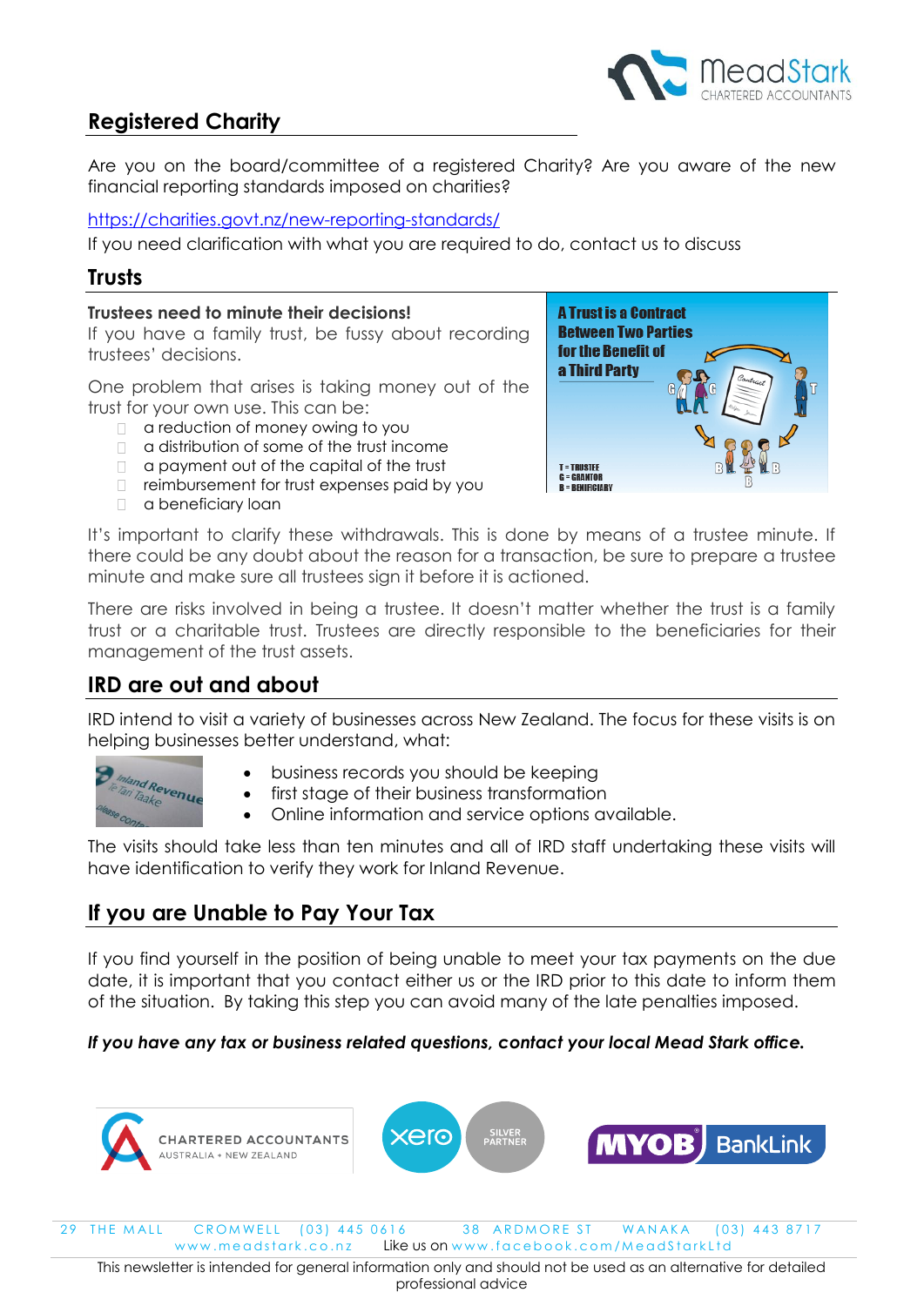## Registered Charity

Are you on the board/committee of a registered Charity? Are you aware of the new financial reporting standards imposed on charities?

https://charities.govt.nz/new-reporting-standards/

If you need clarification with what you are required to do, contact us to discuss

## Trusts

**Trustees need to minute their decisions!**

If you have a family trust, be fussy about recording trustees' decisions.

One problem that arises is taking money out of the trust for your own use. This can be:

- a reduction of money owing to you
- a distribution of some of the trust income
- a payment out of the capital of the trust
- reimbursement for trust expenses paid by you
- a beneficiary loan

A Trust is a Contract Between Two Parties for the Benefit of a Third Party

T = TRUSTEE
G = GRANTOR
B = BENEFICIARY

It's important to clarify these withdrawals. This is done by means of a trustee minute. If there could be any doubt about the reason for a transaction, be sure to prepare a trustee minute and make sure all trustees sign it before it is actioned.

There are risks involved in being a trustee. It doesn't matter whether the trust is a family trust or a charitable trust. Trustees are directly responsible to the beneficiaries for their management of the trust assets.

## IRD are out and about

IRD intend to visit a variety of businesses across New Zealand. The focus for these visits is on helping businesses better understand, what:

- business records you should be keeping
- first stage of their business transformation
- Online information and service options available.

The visits should take less than ten minutes and all of IRD staff undertaking these visits will have identification to verify they work for Inland Revenue.

## If you are Unable to Pay Your Tax

If you find yourself in the position of being unable to meet your tax payments on the due date, it is important that you contact either us or the IRD prior to this date to inform them of the situation. By taking this step you can avoid many of the late penalties imposed.

***If you have any tax or business related questions, contact your local Mead Stark office.***

29 THE MALL CROMWELL (03) 445 0616 38 ARDMORE ST WANAKA (03) 443 8717
www.meadstark.co.nz Like us on www.facebook.com/MeadStarkLtd

This newsletter is intended for general information only and should not be used as an alternative for detailed professional advice